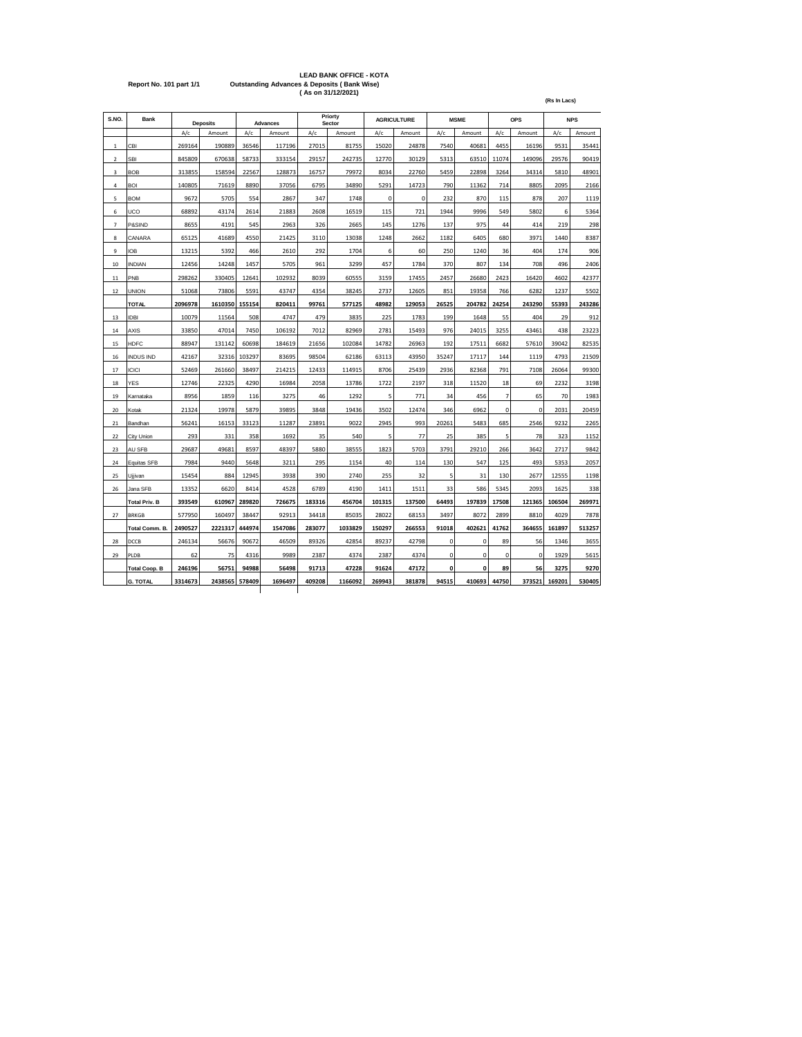**LEAD BANK OFFICE - KOTA**

**Report No. 101 part 1/1** **Outstanding Advances & Deposits ( Bank Wise)**

**( As on 31/12/2021)**

**(Rs In Lacs)**

| S.NO. | Bank | Deposits | | Advances | | Priorty Sector | | AGRICULTURE | | MSME | | OPS | | NPS | |
|---|---|---|---|---|---|---|---|---|---|---|---|---|---|---|---|
| | | A/c | Amount | A/c | Amount | A/c | Amount | A/c | Amount | A/c | Amount | A/c | Amount | A/c | Amount |
| 1 | CBI | 269164 | 190889 | 36546 | 117196 | 27015 | 81755 | 15020 | 24878 | 7540 | 40681 | 4455 | 16196 | 9531 | 35441 |
| 2 | SBI | 845809 | 670638 | 58733 | 333154 | 29157 | 242735 | 12770 | 30129 | 5313 | 63510 | 11074 | 149096 | 29576 | 90419 |
| 3 | BOB | 313855 | 158594 | 22567 | 128873 | 16757 | 79972 | 8034 | 22760 | 5459 | 22898 | 3264 | 34314 | 5810 | 48901 |
| 4 | BOI | 140805 | 71619 | 8890 | 37056 | 6795 | 34890 | 5291 | 14723 | 790 | 11362 | 714 | 8805 | 2095 | 2166 |
| 5 | BOM | 9672 | 5705 | 554 | 2867 | 347 | 1748 | 0 | 0 | 232 | 870 | 115 | 878 | 207 | 1119 |
| 6 | UCO | 68892 | 43174 | 2614 | 21883 | 2608 | 16519 | 115 | 721 | 1944 | 9996 | 549 | 5802 | 6 | 5364 |
| 7 | P&SIND | 8655 | 4191 | 545 | 2963 | 326 | 2665 | 145 | 1276 | 137 | 975 | 44 | 414 | 219 | 298 |
| 8 | CANARA | 65125 | 41689 | 4550 | 21425 | 3110 | 13038 | 1248 | 2662 | 1182 | 6405 | 680 | 3971 | 1440 | 8387 |
| 9 | IOB | 13215 | 5392 | 466 | 2610 | 292 | 1704 | 6 | 60 | 250 | 1240 | 36 | 404 | 174 | 906 |
| 10 | INDIAN | 12456 | 14248 | 1457 | 5705 | 961 | 3299 | 457 | 1784 | 370 | 807 | 134 | 708 | 496 | 2406 |
| 11 | PNB | 298262 | 330405 | 12641 | 102932 | 8039 | 60555 | 3159 | 17455 | 2457 | 26680 | 2423 | 16420 | 4602 | 42377 |
| 12 | UNION | 51068 | 73806 | 5591 | 43747 | 4354 | 38245 | 2737 | 12605 | 851 | 19358 | 766 | 6282 | 1237 | 5502 |
| | **TOTAL** | **2096978** | **1610350** | **155154** | **820411** | **99761** | **577125** | **48982** | **129053** | **26525** | **204782** | **24254** | **243290** | **55393** | **243286** |
| 13 | IDBI | 10079 | 11564 | 508 | 4747 | 479 | 3835 | 225 | 1783 | 199 | 1648 | 55 | 404 | 29 | 912 |
| 14 | AXIS | 33850 | 47014 | 7450 | 106192 | 7012 | 82969 | 2781 | 15493 | 976 | 24015 | 3255 | 43461 | 438 | 23223 |
| 15 | HDFC | 88947 | 131142 | 60698 | 184619 | 21656 | 102084 | 14782 | 26963 | 192 | 17511 | 6682 | 57610 | 39042 | 82535 |
| 16 | INDUS IND | 42167 | 32316 | 103297 | 83695 | 98504 | 62186 | 63113 | 43950 | 35247 | 17117 | 144 | 1119 | 4793 | 21509 |
| 17 | ICICI | 52469 | 261660 | 38497 | 214215 | 12433 | 114915 | 8706 | 25439 | 2936 | 82368 | 791 | 7108 | 26064 | 99300 |
| 18 | YES | 12746 | 22325 | 4290 | 16984 | 2058 | 13786 | 1722 | 2197 | 318 | 11520 | 18 | 69 | 2232 | 3198 |
| 19 | Karnataka | 8956 | 1859 | 116 | 3275 | 46 | 1292 | 5 | 771 | 34 | 456 | 7 | 65 | 70 | 1983 |
| 20 | Kotak | 21324 | 19978 | 5879 | 39895 | 3848 | 19436 | 3502 | 12474 | 346 | 6962 | 0 | 0 | 2031 | 20459 |
| 21 | Bandhan | 56241 | 16153 | 33123 | 11287 | 23891 | 9022 | 2945 | 993 | 20261 | 5483 | 685 | 2546 | 9232 | 2265 |
| 22 | City Union | 293 | 331 | 358 | 1692 | 35 | 540 | 5 | 77 | 25 | 385 | 5 | 78 | 323 | 1152 |
| 23 | AU SFB | 29687 | 49681 | 8597 | 48397 | 5880 | 38555 | 1823 | 5703 | 3791 | 29210 | 266 | 3642 | 2717 | 9842 |
| 24 | Equitas SFB | 7984 | 9440 | 5648 | 3211 | 295 | 1154 | 40 | 114 | 130 | 547 | 125 | 493 | 5353 | 2057 |
| 25 | Ujjivan | 15454 | 884 | 12945 | 3938 | 390 | 2740 | 255 | 32 | 5 | 31 | 130 | 2677 | 12555 | 1198 |
| 26 | Jana SFB | 13352 | 6620 | 8414 | 4528 | 6789 | 4190 | 1411 | 1511 | 33 | 586 | 5345 | 2093 | 1625 | 338 |
| | **Total Priv. B** | **393549** | **610967** | **289820** | **726675** | **183316** | **456704** | **101315** | **137500** | **64493** | **197839** | **17508** | **121365** | **106504** | **269971** |
| 27 | BRKGB | 577950 | 160497 | 38447 | 92913 | 34418 | 85035 | 28022 | 68153 | 3497 | 8072 | 2899 | 8810 | 4029 | 7878 |
| | **Total Comm. B.** | **2490527** | **2221317** | **444974** | **1547086** | **283077** | **1033829** | **150297** | **266553** | **91018** | **402621** | **41762** | **364655** | **161897** | **513257** |
| 28 | DCCB | 246134 | 56676 | 90672 | 46509 | 89326 | 42854 | 89237 | 42798 | 0 | 0 | 89 | 56 | 1346 | 3655 |
| 29 | PLDB | 62 | 75 | 4316 | 9989 | 2387 | 4374 | 2387 | 4374 | 0 | 0 | 0 | 0 | 1929 | 5615 |
| | **Total Coop. B** | **246196** | **56751** | **94988** | **56498** | **91713** | **47228** | **91624** | **47172** | **0** | **0** | **89** | **56** | **3275** | **9270** |
| | **G. TOTAL** | **3314673** | **2438565** | **578409** | **1696497** | **409208** | **1166092** | **269943** | **381878** | **94515** | **410693** | **44750** | **373521** | **169201** | **530405** |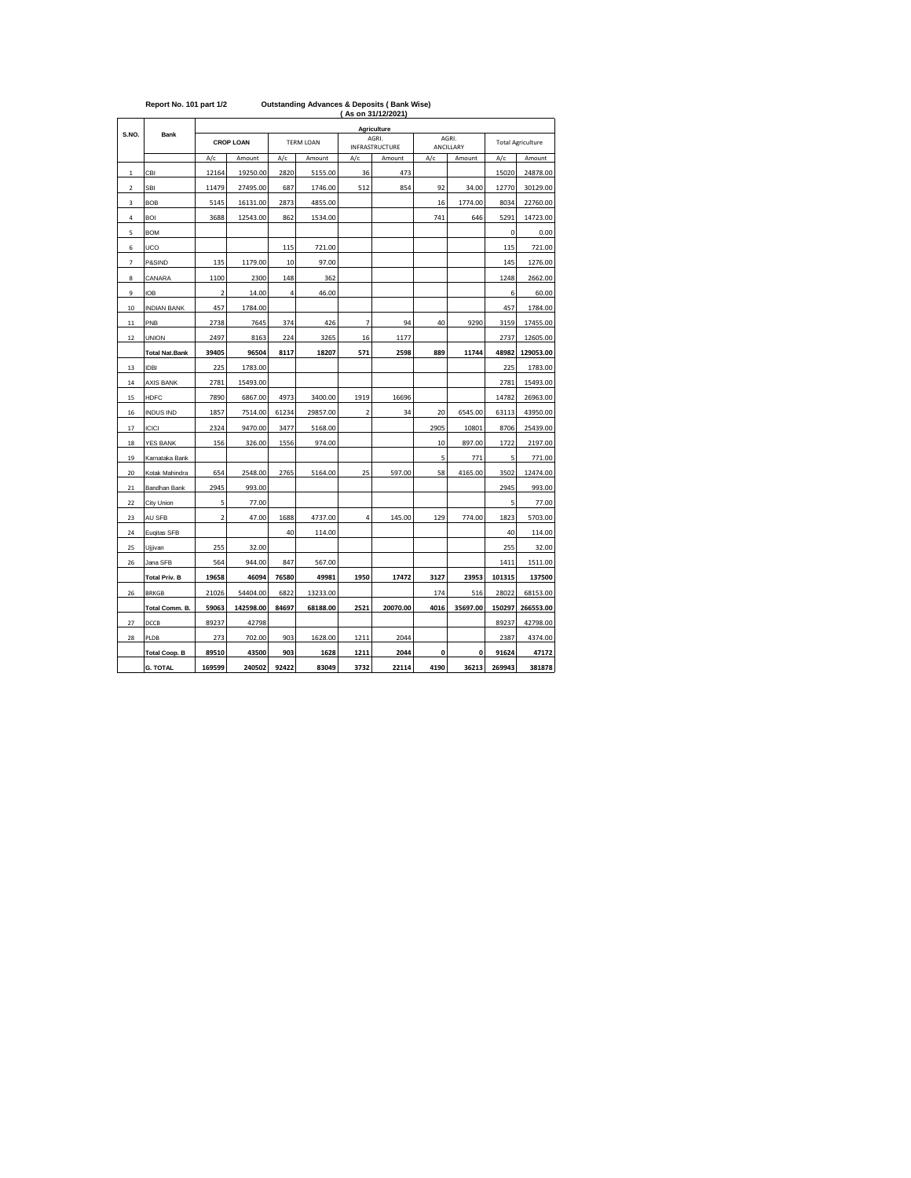Report No. 101 part 1/2 Outstanding Advances & Deposits ( Bank Wise )

( As on 31/12/2021)

| S.NO. | Bank | Agriculture | | | | | | | | | |
|---|---|---|---|---|---|---|---|---|---|---|---|
| | | CROP LOAN | | TERM LOAN | | AGRI. INFRASTRUCTURE | | AGRI. ANCILLARY | | Total Agriculture | |
| | | A/c | Amount | A/c | Amount | A/c | Amount | A/c | Amount | A/c | Amount |
| 1 | CBI | 12164 | 19250.00 | 2820 | 5155.00 | 36 | 473 | | | 15020 | 24878.00 |
| 2 | SBI | 11479 | 27495.00 | 687 | 1746.00 | 512 | 854 | 92 | 34.00 | 12770 | 30129.00 |
| 3 | BOB | 5145 | 16131.00 | 2873 | 4855.00 | | | 16 | 1774.00 | 8034 | 22760.00 |
| 4 | BOI | 3688 | 12543.00 | 862 | 1534.00 | | | 741 | 646 | 5291 | 14723.00 |
| 5 | BOM | | | | | | | | | 0 | 0.00 |
| 6 | UCO | | | 115 | 721.00 | | | | | 115 | 721.00 |
| 7 | P&SIND | 135 | 1179.00 | 10 | 97.00 | | | | | 145 | 1276.00 |
| 8 | CANARA | 1100 | 2300 | 148 | 362 | | | | | 1248 | 2662.00 |
| 9 | IOB | 2 | 14.00 | 4 | 46.00 | | | | | 6 | 60.00 |
| 10 | INDIAN BANK | 457 | 1784.00 | | | | | | | 457 | 1784.00 |
| 11 | PNB | 2738 | 7645 | 374 | 426 | 7 | 94 | 40 | 9290 | 3159 | 17455.00 |
| 12 | UNION | 2497 | 8163 | 224 | 3265 | 16 | 1177 | | | 2737 | 12605.00 |
| | **Total Nat.Bank** | **39405** | **96504** | **8117** | **18207** | **571** | **2598** | **889** | **11744** | **48982** | **129053.00** |
| 13 | IDBI | 225 | 1783.00 | | | | | | | 225 | 1783.00 |
| 14 | AXIS BANK | 2781 | 15493.00 | | | | | | | 2781 | 15493.00 |
| 15 | HDFC | 7890 | 6867.00 | 4973 | 3400.00 | 1919 | 16696 | | | 14782 | 26963.00 |
| 16 | INDUS IND | 1857 | 7514.00 | 61234 | 29857.00 | 2 | 34 | 20 | 6545.00 | 63113 | 43950.00 |
| 17 | ICICI | 2324 | 9470.00 | 3477 | 5168.00 | | | 2905 | 10801 | 8706 | 25439.00 |
| 18 | YES BANK | 156 | 326.00 | 1556 | 974.00 | | | 10 | 897.00 | 1722 | 2197.00 |
| 19 | Karnataka Bank | | | | | | | 5 | 771 | 5 | 771.00 |
| 20 | Kotak Mahindra | 654 | 2548.00 | 2765 | 5164.00 | 25 | 597.00 | 58 | 4165.00 | 3502 | 12474.00 |
| 21 | Bandhan Bank | 2945 | 993.00 | | | | | | | 2945 | 993.00 |
| 22 | City Union | 5 | 77.00 | | | | | | | 5 | 77.00 |
| 23 | AU SFB | 2 | 47.00 | 1688 | 4737.00 | 4 | 145.00 | 129 | 774.00 | 1823 | 5703.00 |
| 24 | Eugitas SFB | | | 40 | 114.00 | | | | | 40 | 114.00 |
| 25 | Ujjivan | 255 | 32.00 | | | | | | | 255 | 32.00 |
| 26 | Jana SFB | 564 | 944.00 | 847 | 567.00 | | | | | 1411 | 1511.00 |
| | **Total Priv. B** | **19658** | **46094** | **76580** | **49981** | **1950** | **17472** | **3127** | **23953** | **101315** | **137500** |
| 26 | BRKGB | 21026 | 54404.00 | 6822 | 13233.00 | | | 174 | 516 | 28022 | 68153.00 |
| | **Total Comm. B.** | **59063** | **142598.00** | **84697** | **68188.00** | **2521** | **20070.00** | **4016** | **35697.00** | **150297** | **266553.00** |
| 27 | DCCB | 89237 | 42798 | | | | | | | 89237 | 42798.00 |
| 28 | PLDB | 273 | 702.00 | 903 | 1628.00 | 1211 | 2044 | | | 2387 | 4374.00 |
| | **Total Coop. B** | **89510** | **43500** | **903** | **1628** | **1211** | **2044** | **0** | **0** | **91624** | **47172** |
| | **G. TOTAL** | **169599** | **240502** | **92422** | **83049** | **3732** | **22114** | **4190** | **36213** | **269943** | **381878** |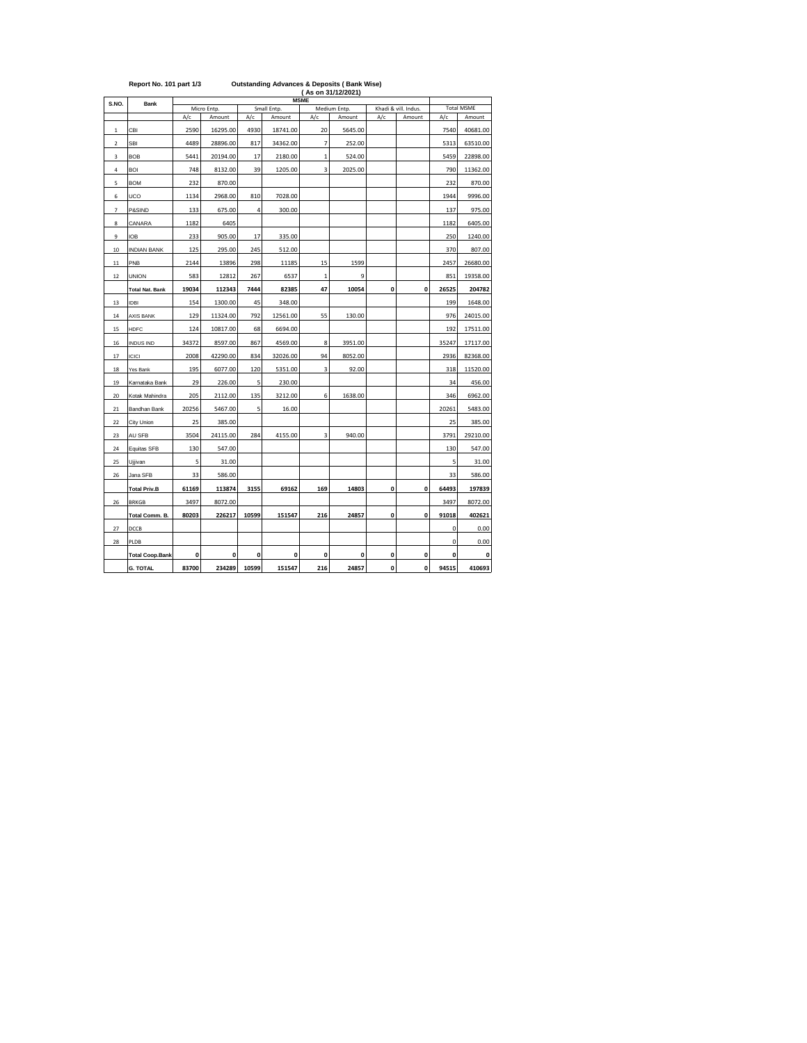Report No. 101 part 1/3 **Outstanding Advances & Deposits ( Bank Wise)**

**( As on 31/12/2021)**

| S.NO. | Bank | MSME | | | | | | | | | |
|---|---|---|---|---|---|---|---|---|---|---|---|
| | | Micro Entp. | | Small Entp. | | Medium Entp. | | Khadi & vill. Indus. | | Total MSME | |
| | | A/c | Amount | A/c | Amount | A/c | Amount | A/c | Amount | A/c | Amount |
| 1 | CBI | 2590 | 16295.00 | 4930 | 18741.00 | 20 | 5645.00 | | | 7540 | 40681.00 |
| 2 | SBI | 4489 | 28896.00 | 817 | 34362.00 | 7 | 252.00 | | | 5313 | 63510.00 |
| 3 | BOB | 5441 | 20194.00 | 17 | 2180.00 | 1 | 524.00 | | | 5459 | 22898.00 |
| 4 | BOI | 748 | 8132.00 | 39 | 1205.00 | 3 | 2025.00 | | | 790 | 11362.00 |
| 5 | BOM | 232 | 870.00 | | | | | | | 232 | 870.00 |
| 6 | UCO | 1134 | 2968.00 | 810 | 7028.00 | | | | | 1944 | 9996.00 |
| 7 | P&SIND | 133 | 675.00 | 4 | 300.00 | | | | | 137 | 975.00 |
| 8 | CANARA | 1182 | 6405 | | | | | | | 1182 | 6405.00 |
| 9 | IOB | 233 | 905.00 | 17 | 335.00 | | | | | 250 | 1240.00 |
| 10 | INDIAN BANK | 125 | 295.00 | 245 | 512.00 | | | | | 370 | 807.00 |
| 11 | PNB | 2144 | 13896 | 298 | 11185 | 15 | 1599 | | | 2457 | 26680.00 |
| 12 | UNION | 583 | 12812 | 267 | 6537 | 1 | 9 | | | 851 | 19358.00 |
| | **Total Nat. Bank** | **19034** | **112343** | **7444** | **82385** | **47** | **10054** | **0** | **0** | **26525** | **204782** |
| 13 | IDBI | 154 | 1300.00 | 45 | 348.00 | | | | | 199 | 1648.00 |
| 14 | AXIS BANK | 129 | 11324.00 | 792 | 12561.00 | 55 | 130.00 | | | 976 | 24015.00 |
| 15 | HDFC | 124 | 10817.00 | 68 | 6694.00 | | | | | 192 | 17511.00 |
| 16 | INDUS IND | 34372 | 8597.00 | 867 | 4569.00 | 8 | 3951.00 | | | 35247 | 17117.00 |
| 17 | ICICI | 2008 | 42290.00 | 834 | 32026.00 | 94 | 8052.00 | | | 2936 | 82368.00 |
| 18 | Yes Bank | 195 | 6077.00 | 120 | 5351.00 | 3 | 92.00 | | | 318 | 11520.00 |
| 19 | Karnataka Bank | 29 | 226.00 | 5 | 230.00 | | | | | 34 | 456.00 |
| 20 | Kotak Mahindra | 205 | 2112.00 | 135 | 3212.00 | 6 | 1638.00 | | | 346 | 6962.00 |
| 21 | Bandhan Bank | 20256 | 5467.00 | 5 | 16.00 | | | | | 20261 | 5483.00 |
| 22 | City Union | 25 | 385.00 | | | | | | | 25 | 385.00 |
| 23 | AU SFB | 3504 | 24115.00 | 284 | 4155.00 | 3 | 940.00 | | | 3791 | 29210.00 |
| 24 | Equitas SFB | 130 | 547.00 | | | | | | | 130 | 547.00 |
| 25 | Ujjivan | 5 | 31.00 | | | | | | | 5 | 31.00 |
| 26 | Jana SFB | 33 | 586.00 | | | | | | | 33 | 586.00 |
| | **Total Priv.B** | **61169** | **113874** | **3155** | **69162** | **169** | **14803** | **0** | **0** | **64493** | **197839** |
| 26 | BRKGB | 3497 | 8072.00 | | | | | | | 3497 | 8072.00 |
| | **Total Comm. B.** | **80203** | **226217** | **10599** | **151547** | **216** | **24857** | **0** | **0** | **91018** | **402621** |
| 27 | DCCB | | | | | | | | | 0 | 0.00 |
| 28 | PLDB | | | | | | | | | 0 | 0.00 |
| | **Total Coop.Bank** | **0** | **0** | **0** | **0** | **0** | **0** | **0** | **0** | **0** | **0** |
| | **G. TOTAL** | **83700** | **234289** | **10599** | **151547** | **216** | **24857** | **0** | **0** | **94515** | **410693** |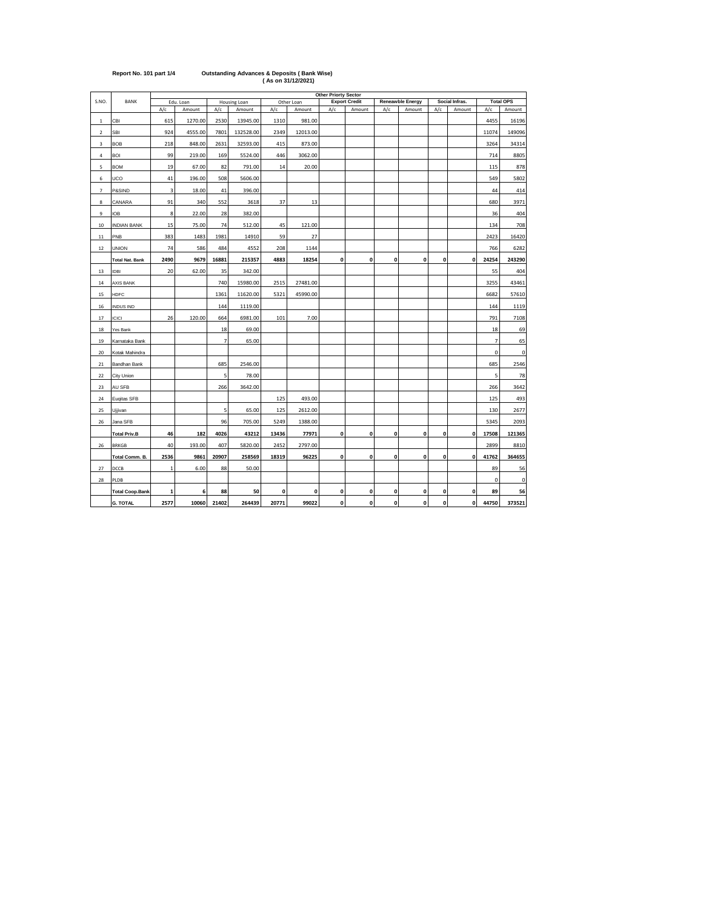**Report No. 101 part 1/4** **Outstanding Advances & Deposits ( Bank Wise)**
**( As on 31/12/2021)**

| S.NO. | BANK | Other Priorty Sector | | | | | | | | | | | | | |
|---|---|---|---|---|---|---|---|---|---|---|---|---|---|---|---|
| | | Edu. Loan | | Housing Loan | | Other Loan | | Export Credit | | Reneawble Energy | | Social Infras. | | Total OPS | |
| | | A/c | Amount | A/c | Amount | A/c | Amount | A/c | Amount | A/c | Amount | A/c | Amount | A/c | Amount |
| 1 | CBI | 615 | 1270.00 | 2530 | 13945.00 | 1310 | 981.00 | | | | | | | 4455 | 16196 |
| 2 | SBI | 924 | 4555.00 | 7801 | 132528.00 | 2349 | 12013.00 | | | | | | | 11074 | 149096 |
| 3 | BOB | 218 | 848.00 | 2631 | 32593.00 | 415 | 873.00 | | | | | | | 3264 | 34314 |
| 4 | BOI | 99 | 219.00 | 169 | 5524.00 | 446 | 3062.00 | | | | | | | 714 | 8805 |
| 5 | BOM | 19 | 67.00 | 82 | 791.00 | 14 | 20.00 | | | | | | | 115 | 878 |
| 6 | UCO | 41 | 196.00 | 508 | 5606.00 | | | | | | | | | 549 | 5802 |
| 7 | P&SIND | 3 | 18.00 | 41 | 396.00 | | | | | | | | | 44 | 414 |
| 8 | CANARA | 91 | 340 | 552 | 3618 | 37 | 13 | | | | | | | 680 | 3971 |
| 9 | IOB | 8 | 22.00 | 28 | 382.00 | | | | | | | | | 36 | 404 |
| 10 | INDIAN BANK | 15 | 75.00 | 74 | 512.00 | 45 | 121.00 | | | | | | | 134 | 708 |
| 11 | PNB | 383 | 1483 | 1981 | 14910 | 59 | 27 | | | | | | | 2423 | 16420 |
| 12 | UNION | 74 | 586 | 484 | 4552 | 208 | 1144 | | | | | | | 766 | 6282 |
| | **Total Nat. Bank** | **2490** | **9679** | **16881** | **215357** | **4883** | **18254** | **0** | **0** | **0** | **0** | **0** | **0** | **24254** | **243290** |
| 13 | IDBI | 20 | 62.00 | 35 | 342.00 | | | | | | | | | 55 | 404 |
| 14 | AXIS BANK | | | 740 | 15980.00 | 2515 | 27481.00 | | | | | | | 3255 | 43461 |
| 15 | HDFC | | | 1361 | 11620.00 | 5321 | 45990.00 | | | | | | | 6682 | 57610 |
| 16 | INDUS IND | | | 144 | 1119.00 | | | | | | | | | 144 | 1119 |
| 17 | ICICI | 26 | 120.00 | 664 | 6981.00 | 101 | 7.00 | | | | | | | 791 | 7108 |
| 18 | Yes Bank | | | 18 | 69.00 | | | | | | | | | 18 | 69 |
| 19 | Karnataka Bank | | | 7 | 65.00 | | | | | | | | | 7 | 65 |
| 20 | Kotak Mahindra | | | | | | | | | | | | | 0 | 0 |
| 21 | Bandhan Bank | | | 685 | 2546.00 | | | | | | | | | 685 | 2546 |
| 22 | City Union | | | 5 | 78.00 | | | | | | | | | 5 | 78 |
| 23 | AU SFB | | | 266 | 3642.00 | | | | | | | | | 266 | 3642 |
| 24 | Eugitas SFB | | | | | 125 | 493.00 | | | | | | | 125 | 493 |
| 25 | Ujjivan | | | 5 | 65.00 | 125 | 2612.00 | | | | | | | 130 | 2677 |
| 26 | Jana SFB | | | 96 | 705.00 | 5249 | 1388.00 | | | | | | | 5345 | 2093 |
| | **Total Priv.B** | **46** | **182** | **4026** | **43212** | **13436** | **77971** | **0** | **0** | **0** | **0** | **0** | **0** | **17508** | **121365** |
| 26 | BRKGB | 40 | 193.00 | 407 | 5820.00 | 2452 | 2797.00 | | | | | | | 2899 | 8810 |
| | **Total Comm. B.** | **2536** | **9861** | **20907** | **258569** | **18319** | **96225** | **0** | **0** | **0** | **0** | **0** | **0** | **41762** | **364655** |
| 27 | DCCB | 1 | 6.00 | 88 | 50.00 | | | | | | | | | 89 | 56 |
| 28 | PLDB | | | | | | | | | | | | | 0 | 0 |
| | **Total Coop.Bank** | **1** | **6** | **88** | **50** | **0** | **0** | **0** | **0** | **0** | **0** | **0** | **0** | **89** | **56** |
| | **G. TOTAL** | **2577** | **10060** | **21402** | **264439** | **20771** | **99022** | **0** | **0** | **0** | **0** | **0** | **0** | **44750** | **373521** |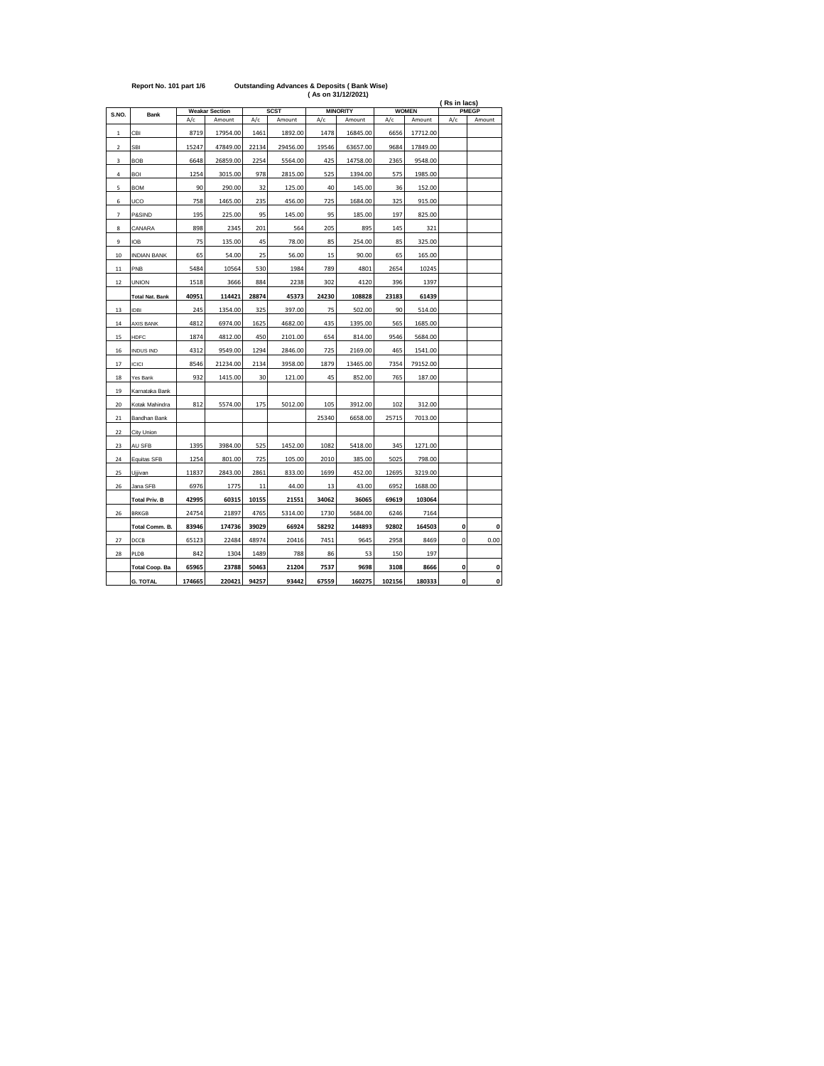Report No. 101 part 1/6 **Outstanding Advances & Deposits ( Bank Wise)**

**( As on 31/12/2021)**

( Rs in lacs)

| S.NO. | Bank | Weakar Section | | SCST | | MINORITY | | WOMEN | | PMEGP | |
|---|---|---|---|---|---|---|---|---|---|---|---|
| | | A/c | Amount | A/c | Amount | A/c | Amount | A/c | Amount | A/c | Amount |
| 1 | CBI | 8719 | 17954.00 | 1461 | 1892.00 | 1478 | 16845.00 | 6656 | 17712.00 | | |
| 2 | SBI | 15247 | 47849.00 | 22134 | 29456.00 | 19546 | 63657.00 | 9684 | 17849.00 | | |
| 3 | BOB | 6648 | 26859.00 | 2254 | 5564.00 | 425 | 14758.00 | 2365 | 9548.00 | | |
| 4 | BOI | 1254 | 3015.00 | 978 | 2815.00 | 525 | 1394.00 | 575 | 1985.00 | | |
| 5 | BOM | 90 | 290.00 | 32 | 125.00 | 40 | 145.00 | 36 | 152.00 | | |
| 6 | UCO | 758 | 1465.00 | 235 | 456.00 | 725 | 1684.00 | 325 | 915.00 | | |
| 7 | P&SIND | 195 | 225.00 | 95 | 145.00 | 95 | 185.00 | 197 | 825.00 | | |
| 8 | CANARA | 898 | 2345 | 201 | 564 | 205 | 895 | 145 | 321 | | |
| 9 | IOB | 75 | 135.00 | 45 | 78.00 | 85 | 254.00 | 85 | 325.00 | | |
| 10 | INDIAN BANK | 65 | 54.00 | 25 | 56.00 | 15 | 90.00 | 65 | 165.00 | | |
| 11 | PNB | 5484 | 10564 | 530 | 1984 | 789 | 4801 | 2654 | 10245 | | |
| 12 | UNION | 1518 | 3666 | 884 | 2238 | 302 | 4120 | 396 | 1397 | | |
| | **Total Nat. Bank** | **40951** | **114421** | **28874** | **45373** | **24230** | **108828** | **23183** | **61439** | | |
| 13 | IDBI | 245 | 1354.00 | 325 | 397.00 | 75 | 502.00 | 90 | 514.00 | | |
| 14 | AXIS BANK | 4812 | 6974.00 | 1625 | 4682.00 | 435 | 1395.00 | 565 | 1685.00 | | |
| 15 | HDFC | 1874 | 4812.00 | 450 | 2101.00 | 654 | 814.00 | 9546 | 5684.00 | | |
| 16 | INDUS IND | 4312 | 9549.00 | 1294 | 2846.00 | 725 | 2169.00 | 465 | 1541.00 | | |
| 17 | ICICI | 8546 | 21234.00 | 2134 | 3958.00 | 1879 | 13465.00 | 7354 | 79152.00 | | |
| 18 | Yes Bank | 932 | 1415.00 | 30 | 121.00 | 45 | 852.00 | 765 | 187.00 | | |
| 19 | Karnataka Bank | | | | | | | | | | |
| 20 | Kotak Mahindra | 812 | 5574.00 | 175 | 5012.00 | 105 | 3912.00 | 102 | 312.00 | | |
| 21 | Bandhan Bank | | | | | 25340 | 6658.00 | 25715 | 7013.00 | | |
| 22 | City Union | | | | | | | | | | |
| 23 | AU SFB | 1395 | 3984.00 | 525 | 1452.00 | 1082 | 5418.00 | 345 | 1271.00 | | |
| 24 | Equitas SFB | 1254 | 801.00 | 725 | 105.00 | 2010 | 385.00 | 5025 | 798.00 | | |
| 25 | Ujjivan | 11837 | 2843.00 | 2861 | 833.00 | 1699 | 452.00 | 12695 | 3219.00 | | |
| 26 | Jana SFB | 6976 | 1775 | 11 | 44.00 | 13 | 43.00 | 6952 | 1688.00 | | |
| | **Total Priv. B** | **42995** | **60315** | **10155** | **21551** | **34062** | **36065** | **69619** | **103064** | | |
| 26 | BRKGB | 24754 | 21897 | 4765 | 5314.00 | 1730 | 5684.00 | 6246 | 7164 | | |
| | **Total Comm. B.** | **83946** | **174736** | **39029** | **66924** | **58292** | **144893** | **92802** | **164503** | **0** | **0** |
| 27 | DCCB | 65123 | 22484 | 48974 | 20416 | 7451 | 9645 | 2958 | 8469 | 0 | 0.00 |
| 28 | PLDB | 842 | 1304 | 1489 | 788 | 86 | 53 | 150 | 197 | | |
| | **Total Coop. Ba** | **65965** | **23788** | **50463** | **21204** | **7537** | **9698** | **3108** | **8666** | **0** | **0** |
| | **G. TOTAL** | **174665** | **220421** | **94257** | **93442** | **67559** | **160275** | **102156** | **180333** | **0** | **0** |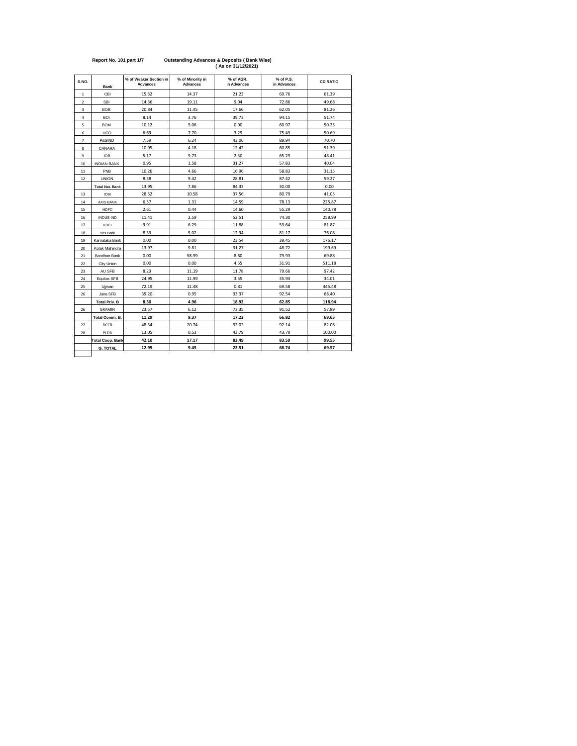**Report No. 101 part 1/7** **Outstanding Advances & Deposits ( Bank Wise)**
**( As on 31/12/2021)**

| S.NO. | Bank | % of Weaker Section in Advances | % of Minority in Advances | % of AGR. in Advances | % of P.S. in Advances | CD RATIO |
|---|---|---|---|---|---|---|
| 1 | CBI | 15.32 | 14.37 | 21.23 | 69.76 | 61.39 |
| 2 | SBI | 14.36 | 19.11 | 9.04 | 72.86 | 49.68 |
| 3 | BOB | 20.84 | 11.45 | 17.66 | 62.05 | 81.26 |
| 4 | BOI | 8.14 | 3.76 | 39.73 | 94.15 | 51.74 |
| 5 | BOM | 10.12 | 5.06 | 0.00 | 60.97 | 50.25 |
| 6 | UCO | 6.69 | 7.70 | 3.29 | 75.49 | 50.69 |
| 7 | P&SIND | 7.59 | 6.24 | 43.06 | 89.94 | 70.70 |
| 8 | CANARA | 10.95 | 4.18 | 12.42 | 60.85 | 51.39 |
| 9 | IOB | 5.17 | 9.73 | 2.30 | 65.29 | 48.41 |
| 10 | INDIAN BANK | 0.95 | 1.58 | 31.27 | 57.83 | 40.04 |
| 11 | PNB | 10.26 | 4.66 | 16.96 | 58.83 | 31.15 |
| 12 | UNION | 8.38 | 9.42 | 28.81 | 87.42 | 59.27 |
| | Total Nat. Bank | 13.95 | 7.86 | 84.33 | 30.00 | 0.00 |
| 13 | IDBI | 28.52 | 10.58 | 37.56 | 80.79 | 41.05 |
| 14 | AXIS BANK | 6.57 | 1.31 | 14.59 | 78.13 | 225.87 |
| 15 | HDFC | 2.61 | 0.44 | 14.60 | 55.29 | 140.78 |
| 16 | INDUS IND | 11.41 | 2.59 | 52.51 | 74.30 | 258.99 |
| 17 | ICICI | 9.91 | 6.29 | 11.88 | 53.64 | 81.87 |
| 18 | Yes Bank | 8.33 | 5.02 | 12.94 | 81.17 | 76.08 |
| 19 | Karnataka Bank | 0.00 | 0.00 | 23.54 | 39.45 | 176.17 |
| 20 | Kotak Mahindra | 13.97 | 9.81 | 31.27 | 48.72 | 199.69 |
| 21 | Bandhan Bank | 0.00 | 58.99 | 8.80 | 79.93 | 69.88 |
| 22 | City Union | 0.00 | 0.00 | 4.55 | 31.91 | 511.18 |
| 23 | AU SFB | 8.23 | 11.19 | 11.78 | 79.66 | 97.42 |
| 24 | Equitas SFB | 24.95 | 11.99 | 3.55 | 35.94 | 34.01 |
| 25 | Ujjivan | 72.19 | 11.48 | 0.81 | 69.58 | 445.48 |
| 26 | Jana SFB | 39.20 | 0.95 | 33.37 | 92.54 | 68.40 |
| | **Total Priv. B** | **8.30** | **4.96** | **18.92** | **62.85** | **118.94** |
| 26 | GRAMIN | 23.57 | 6.12 | 73.35 | 91.52 | 57.89 |
| | **Total Comm. B.** | **11.29** | **9.37** | **17.23** | **66.82** | **69.65** |
| 27 | DCCB | 48.34 | 20.74 | 92.02 | 92.14 | 82.06 |
| 28 | PLDB | 13.05 | 0.53 | 43.79 | 43.79 | 100.00 |
| | **Total Coop. Bank** | **42.10** | **17.17** | **83.49** | **83.59** | **99.55** |
| | **G. TOTAL** | **12.99** | **9.45** | **22.51** | **68.74** | **69.57** |